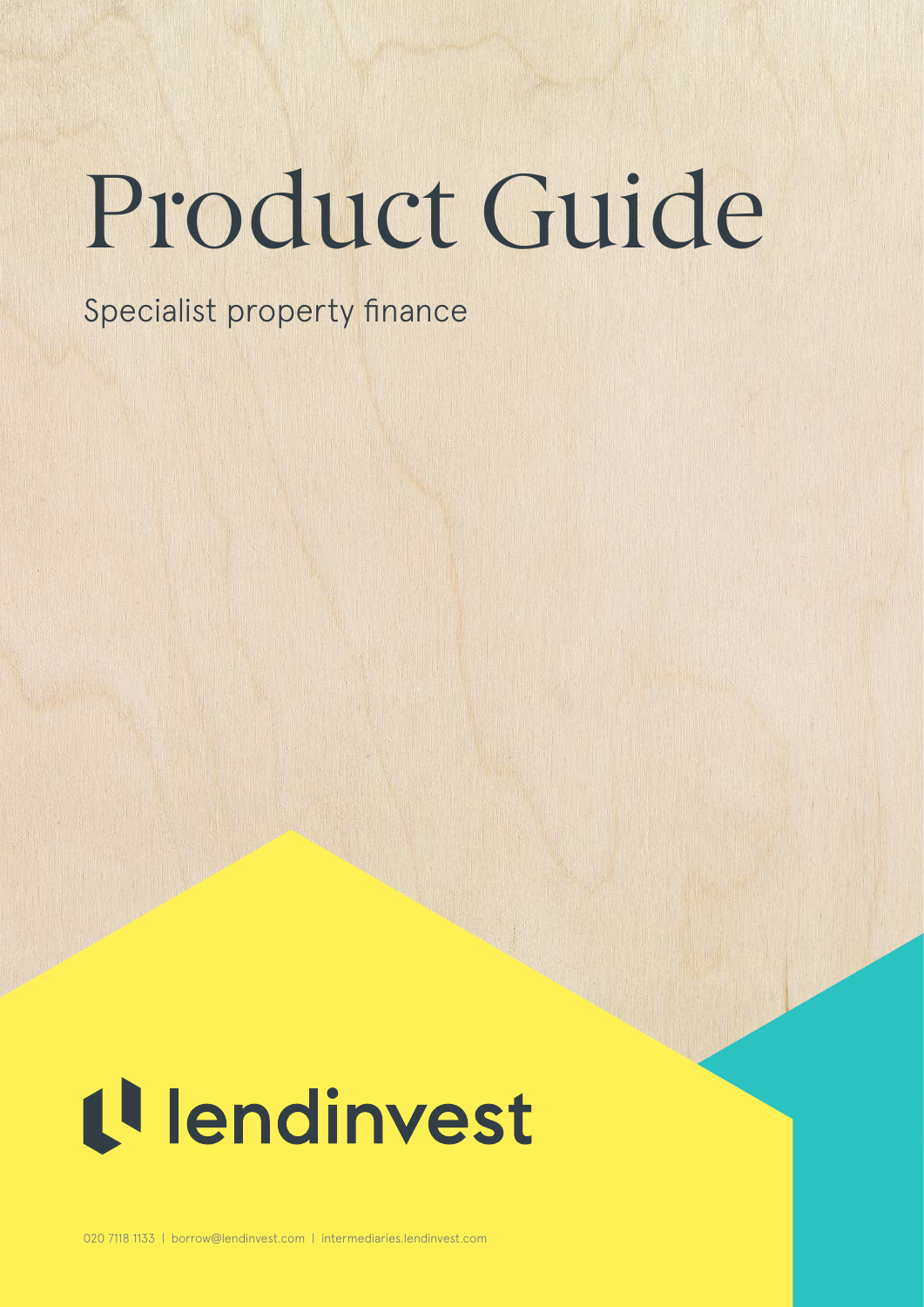# Product Guide

Specialist property finance

lendinvest

020 7118 1133 | borrow@lendinvest.com | intermediaries.lendinvest.com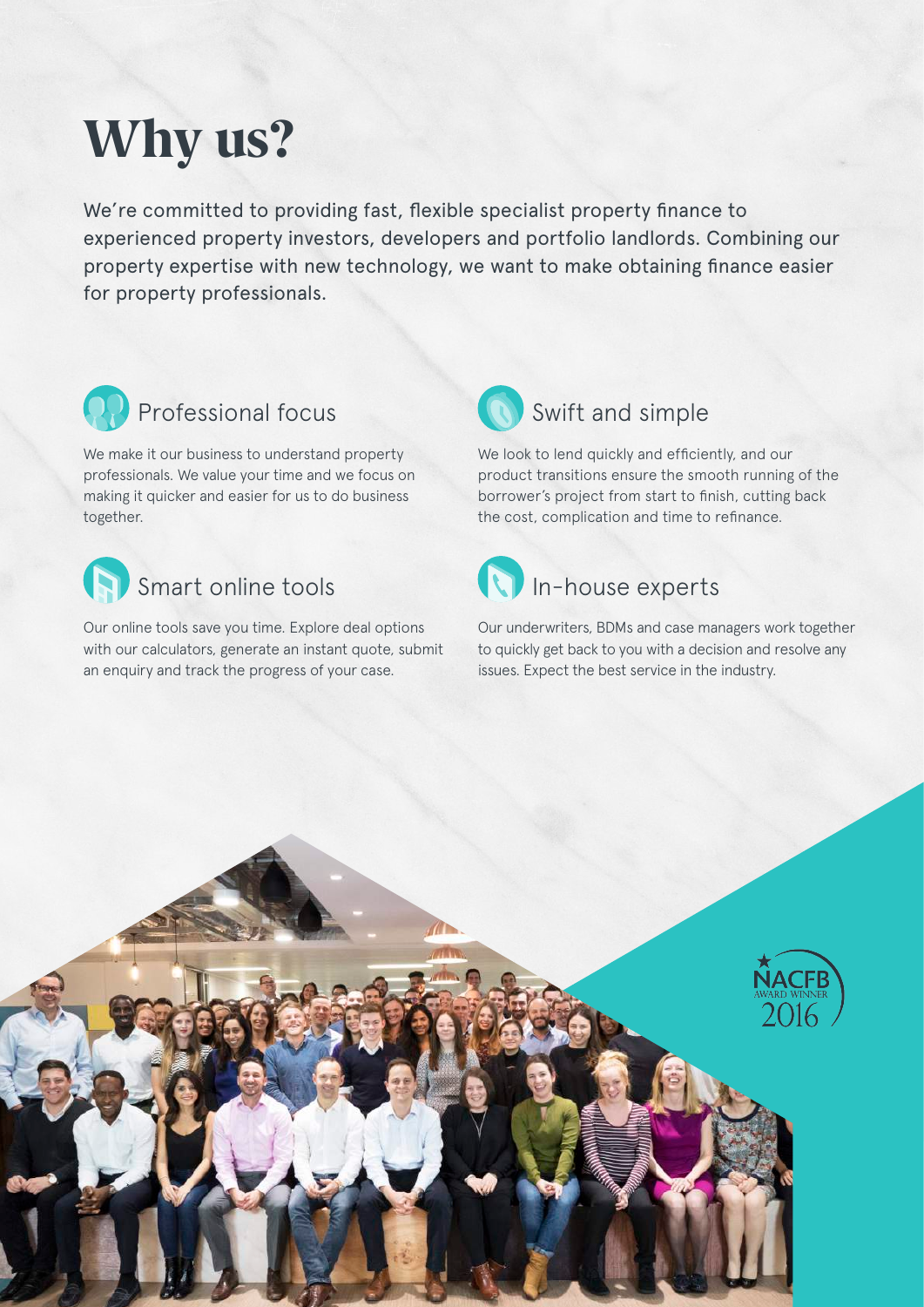# Why us?

We're committed to providing fast, flexible specialist property finance to experienced property investors, developers and portfolio landlords. Combining our property expertise with new technology, we want to make obtaining finance easier for property professionals.

## Professional focus

We make it our business to understand property professionals. We value your time and we focus on making it quicker and easier for us to do business together.

## Swift and simple

We look to lend quickly and efficiently, and our product transitions ensure the smooth running of the borrower's project from start to finish, cutting back the cost, complication and time to refinance.

## Smart online tools

Our online tools save you time. Explore deal options with our calculators, generate an instant quote, submit an enquiry and track the progress of your case.

## In-house experts

Our underwriters, BDMs and case managers work together to quickly get back to you with a decision and resolve any issues. Expect the best service in the industry.

NACFB AWARD WINNER 2016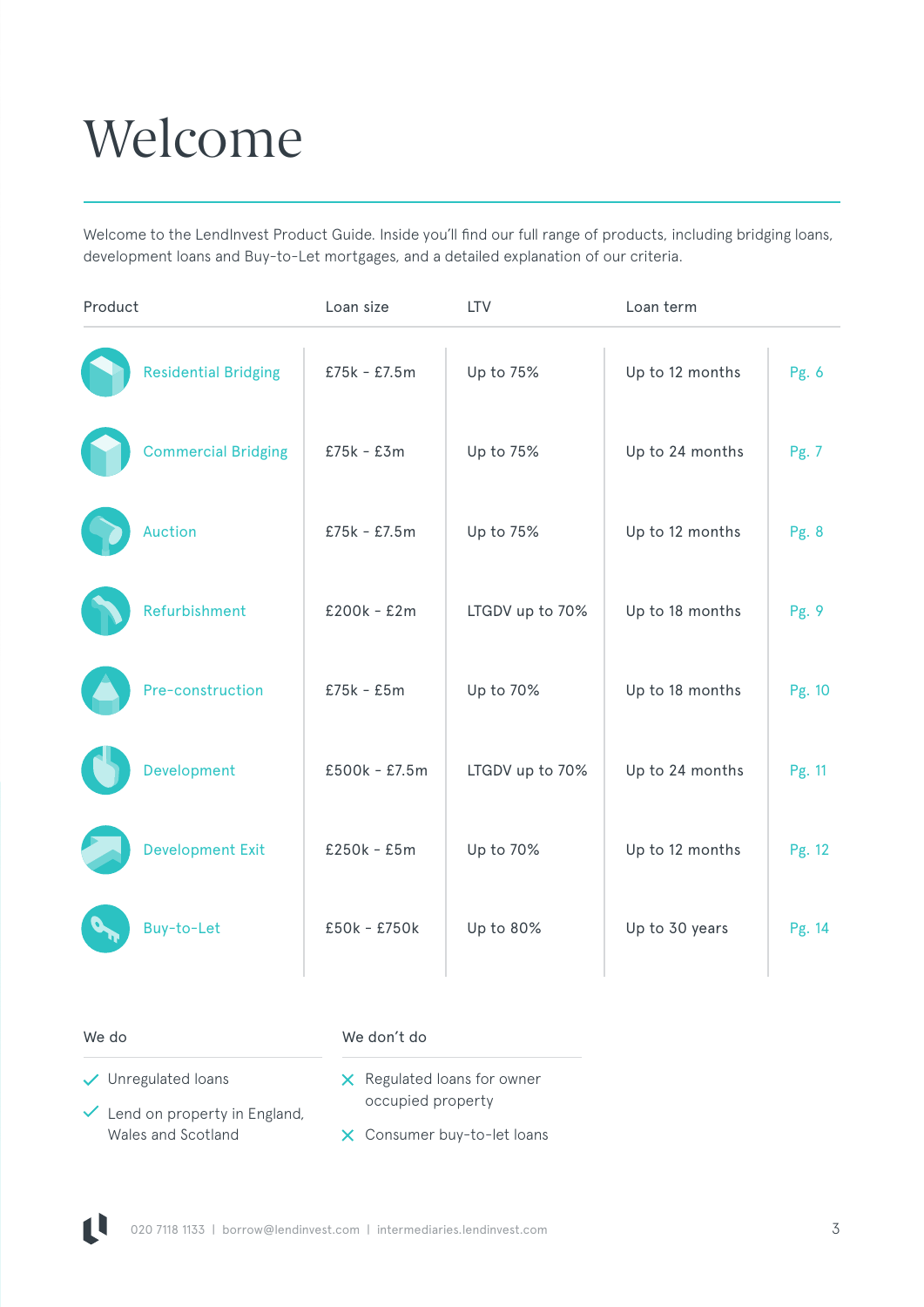# Welcome

Welcome to the LendInvest Product Guide. Inside you'll find our full range of products, including bridging loans, development loans and Buy-to-Let mortgages, and a detailed explanation of our criteria.

| Product | Loan size | LTV | Loan term | |
|---|---|---|---|---|
| Residential Bridging | £75k - £7.5m | Up to 75% | Up to 12 months | Pg. 6 |
| Commercial Bridging | £75k - £3m | Up to 75% | Up to 24 months | Pg. 7 |
| Auction | £75k - £7.5m | Up to 75% | Up to 12 months | Pg. 8 |
| Refurbishment | £200k - £2m | LTGDV up to 70% | Up to 18 months | Pg. 9 |
| Pre-construction | £75k - £5m | Up to 70% | Up to 18 months | Pg. 10 |
| Development | £500k - £7.5m | LTGDV up to 70% | Up to 24 months | Pg. 11 |
| Development Exit | £250k - £5m | Up to 70% | Up to 12 months | Pg. 12 |
| Buy-to-Let | £50k - £750k | Up to 80% | Up to 30 years | Pg. 14 |

**We do**

- ✓ Unregulated loans
- ✓ Lend on property in England, Wales and Scotland

**We don't do**

- ✗ Regulated loans for owner occupied property
- ✗ Consumer buy-to-let loans

020 7118 1133 | borrow@lendinvest.com | intermediaries.lendinvest.com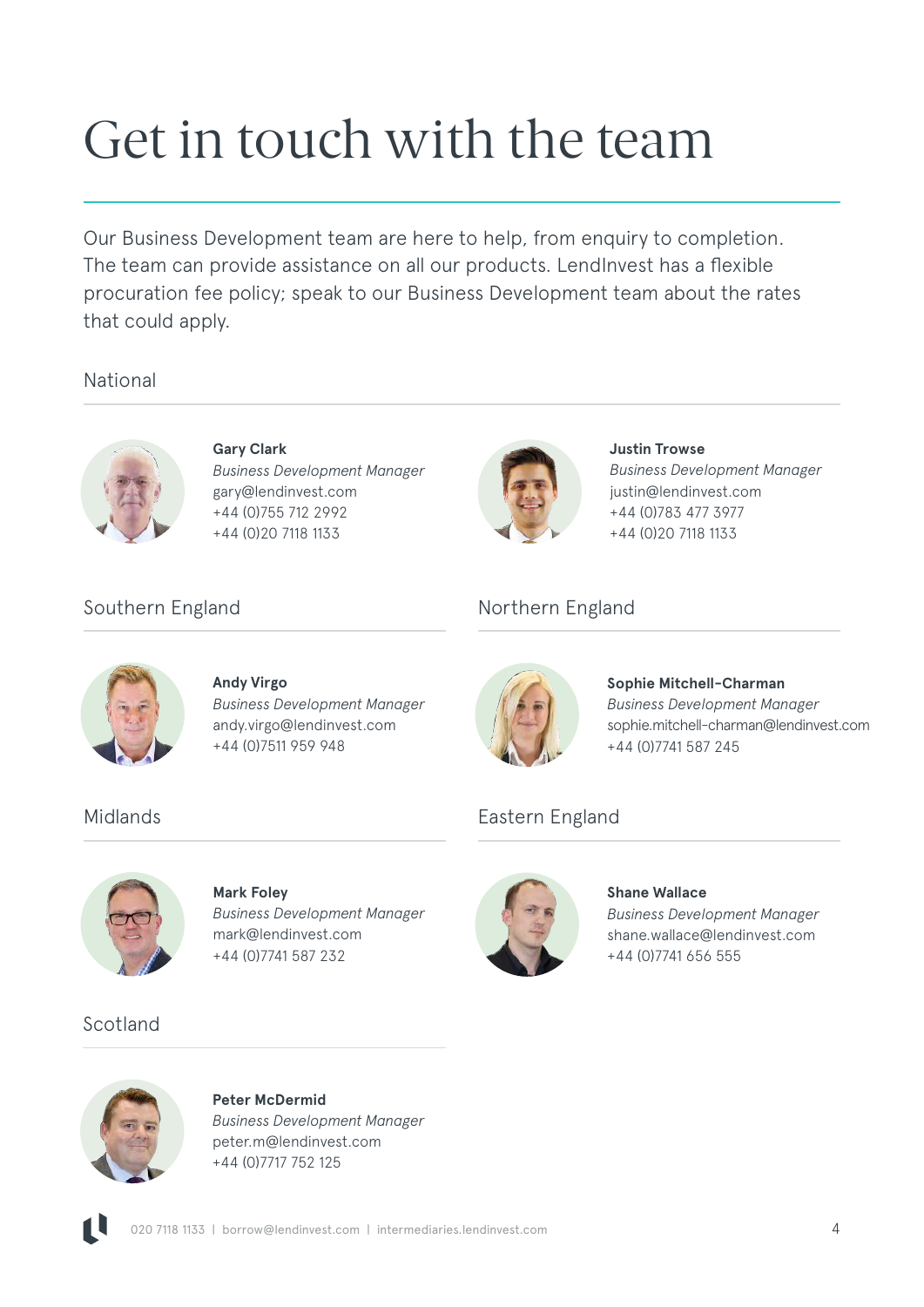# Get in touch with the team

Our Business Development team are here to help, from enquiry to completion. The team can provide assistance on all our products. LendInvest has a flexible procuration fee policy; speak to our Business Development team about the rates that could apply.

## National

**Gary Clark**
*Business Development Manager*
gary@lendinvest.com
+44 (0)755 712 2992
+44 (0)20 7118 1133

**Justin Trowse**
*Business Development Manager*
justin@lendinvest.com
+44 (0)783 477 3977
+44 (0)20 7118 1133

## Southern England

**Andy Virgo**
*Business Development Manager*
andy.virgo@lendinvest.com
+44 (0)7511 959 948

## Northern England

**Sophie Mitchell-Charman**
*Business Development Manager*
sophie.mitchell-charman@lendinvest.com
+44 (0)7741 587 245

## Midlands

**Mark Foley**
*Business Development Manager*
mark@lendinvest.com
+44 (0)7741 587 232

## Eastern England

**Shane Wallace**
*Business Development Manager*
shane.wallace@lendinvest.com
+44 (0)7741 656 555

## Scotland

**Peter McDermid**
*Business Development Manager*
peter.m@lendinvest.com
+44 (0)7717 752 125

020 7118 1133 | borrow@lendinvest.com | intermediaries.lendinvest.com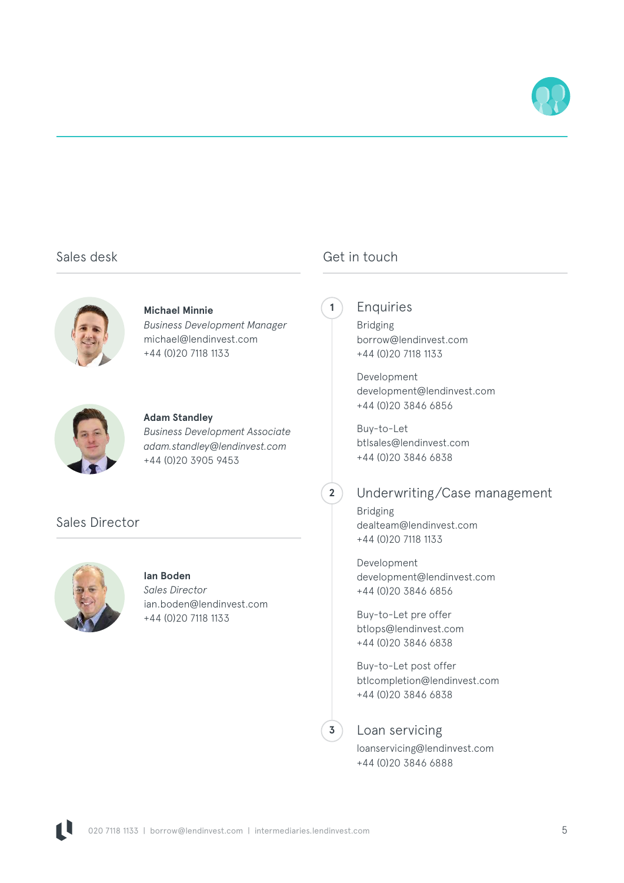## Sales desk

**Michael Minnie**
*Business Development Manager*
michael@lendinvest.com
+44 (0)20 7118 1133

**Adam Standley**
*Business Development Associate*
*adam.standley@lendinvest.com*
+44 (0)20 3905 9453

## Sales Director

**Ian Boden**
*Sales Director*
ian.boden@lendinvest.com
+44 (0)20 7118 1133

## Get in touch

### 1 Enquiries

Bridging
borrow@lendinvest.com
+44 (0)20 7118 1133

Development
development@lendinvest.com
+44 (0)20 3846 6856

Buy-to-Let
btlsales@lendinvest.com
+44 (0)20 3846 6838

### 2 Underwriting/Case management

Bridging
dealteam@lendinvest.com
+44 (0)20 7118 1133

Development
development@lendinvest.com
+44 (0)20 3846 6856

Buy-to-Let pre offer
btlops@lendinvest.com
+44 (0)20 3846 6838

Buy-to-Let post offer
btlcompletion@lendinvest.com
+44 (0)20 3846 6838

### 3 Loan servicing

loanservicing@lendinvest.com
+44 (0)20 3846 6888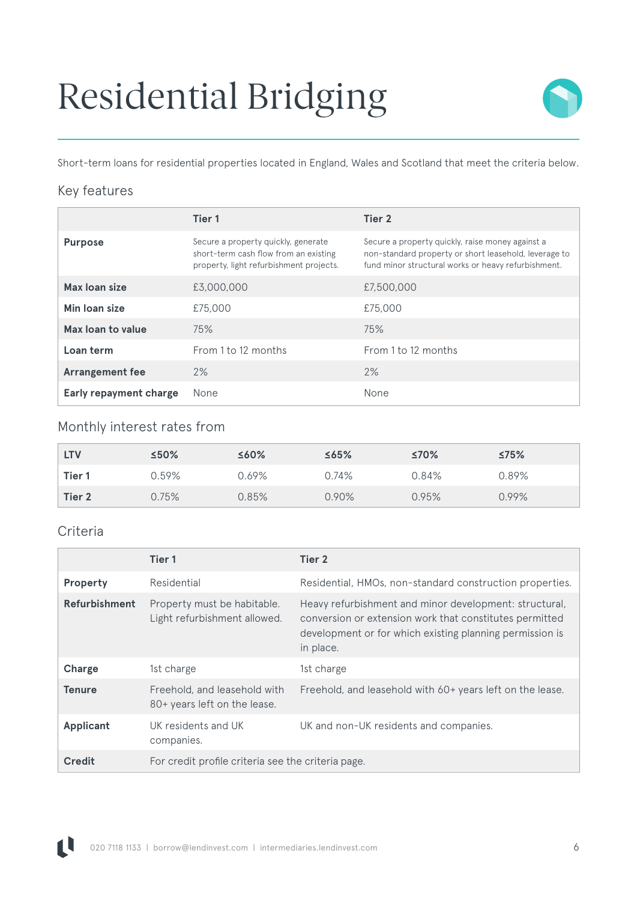# Residential Bridging

Short-term loans for residential properties located in England, Wales and Scotland that meet the criteria below.

## Key features

| | Tier 1 | Tier 2 |
|---|---|---|
| **Purpose** | Secure a property quickly, generate short-term cash flow from an existing property, light refurbishment projects. | Secure a property quickly, raise money against a non-standard property or short leasehold, leverage to fund minor structural works or heavy refurbishment. |
| **Max loan size** | £3,000,000 | £7,500,000 |
| **Min loan size** | £75,000 | £75,000 |
| **Max loan to value** | 75% | 75% |
| **Loan term** | From 1 to 12 months | From 1 to 12 months |
| **Arrangement fee** | 2% | 2% |
| **Early repayment charge** | None | None |

## Monthly interest rates from

| LTV | ≤50% | ≤60% | ≤65% | ≤70% | ≤75% |
|---|---|---|---|---|---|
| **Tier 1** | 0.59% | 0.69% | 0.74% | 0.84% | 0.89% |
| **Tier 2** | 0.75% | 0.85% | 0.90% | 0.95% | 0.99% |

## Criteria

| | Tier 1 | Tier 2 |
|---|---|---|
| **Property** | Residential | Residential, HMOs, non-standard construction properties. |
| **Refurbishment** | Property must be habitable. Light refurbishment allowed. | Heavy refurbishment and minor development: structural, conversion or extension work that constitutes permitted development or for which existing planning permission is in place. |
| **Charge** | 1st charge | 1st charge |
| **Tenure** | Freehold, and leasehold with 80+ years left on the lease. | Freehold, and leasehold with 60+ years left on the lease. |
| **Applicant** | UK residents and UK companies. | UK and non-UK residents and companies. |
| **Credit** | For credit profile criteria see the criteria page. | |

020 7118 1133 | borrow@lendinvest.com | intermediaries.lendinvest.com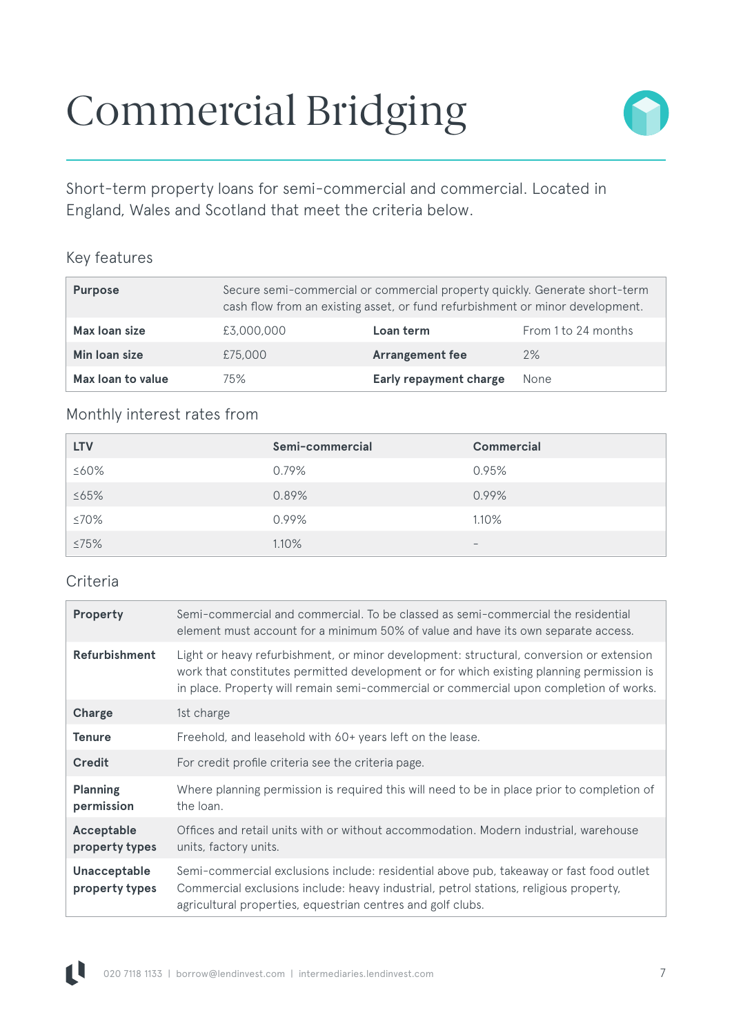# Commercial Bridging

Short-term property loans for semi-commercial and commercial. Located in England, Wales and Scotland that meet the criteria below.

## Key features

| **Purpose** | Secure semi-commercial or commercial property quickly. Generate short-term cash flow from an existing asset, or fund refurbishment or minor development. | | |
|---|---|---|---|
| **Max loan size** | £3,000,000 | **Loan term** | From 1 to 24 months |
| **Min loan size** | £75,000 | **Arrangement fee** | 2% |
| **Max loan to value** | 75% | **Early repayment charge** | None |

## Monthly interest rates from

| LTV | Semi-commercial | Commercial |
|---|---|---|
| ≤60% | 0.79% | 0.95% |
| ≤65% | 0.89% | 0.99% |
| ≤70% | 0.99% | 1.10% |
| ≤75% | 1.10% | – |

## Criteria

| **Property** | Semi-commercial and commercial. To be classed as semi-commercial the residential element must account for a minimum 50% of value and have its own separate access. |
|---|---|
| **Refurbishment** | Light or heavy refurbishment, or minor development: structural, conversion or extension work that constitutes permitted development or for which existing planning permission is in place. Property will remain semi-commercial or commercial upon completion of works. |
| **Charge** | 1st charge |
| **Tenure** | Freehold, and leasehold with 60+ years left on the lease. |
| **Credit** | For credit profile criteria see the criteria page. |
| **Planning permission** | Where planning permission is required this will need to be in place prior to completion of the loan. |
| **Acceptable property types** | Offices and retail units with or without accommodation. Modern industrial, warehouse units, factory units. |
| **Unacceptable property types** | Semi-commercial exclusions include: residential above pub, takeaway or fast food outlet Commercial exclusions include: heavy industrial, petrol stations, religious property, agricultural properties, equestrian centres and golf clubs. |

020 7118 1133 | borrow@lendinvest.com | intermediaries.lendinvest.com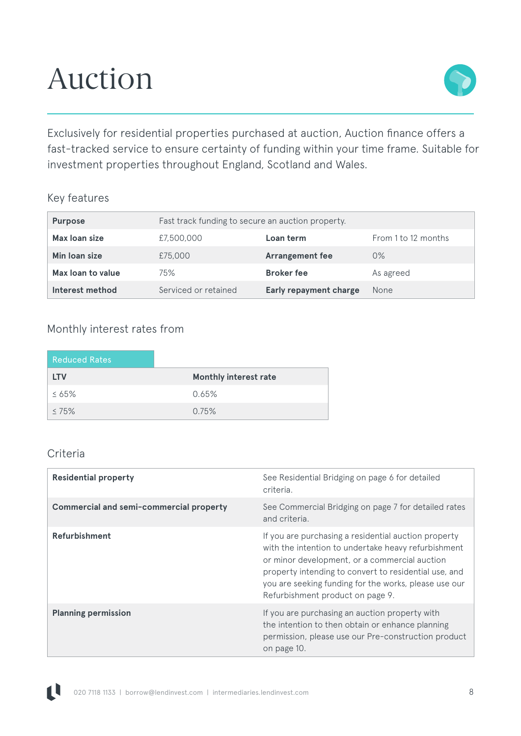# Auction

Exclusively for residential properties purchased at auction, Auction finance offers a fast-tracked service to ensure certainty of funding within your time frame. Suitable for investment properties throughout England, Scotland and Wales.

## Key features

| | | | |
|---|---|---|---|
| **Purpose** | Fast track funding to secure an auction property. | | |
| **Max loan size** | £7,500,000 | **Loan term** | From 1 to 12 months |
| **Min loan size** | £75,000 | **Arrangement fee** | 0% |
| **Max loan to value** | 75% | **Broker fee** | As agreed |
| **Interest method** | Serviced or retained | **Early repayment charge** | None |

## Monthly interest rates from

Reduced Rates

| LTV | Monthly interest rate |
|---|---|
| ≤ 65% | 0.65% |
| ≤ 75% | 0.75% |

## Criteria

| | |
|---|---|
| **Residential property** | See Residential Bridging on page 6 for detailed criteria. |
| **Commercial and semi-commercial property** | See Commercial Bridging on page 7 for detailed rates and criteria. |
| **Refurbishment** | If you are purchasing a residential auction property with the intention to undertake heavy refurbishment or minor development, or a commercial auction property intending to convert to residential use, and you are seeking funding for the works, please use our Refurbishment product on page 9. |
| **Planning permission** | If you are purchasing an auction property with the intention to then obtain or enhance planning permission, please use our Pre-construction product on page 10. |

020 7118 1133 | borrow@lendinvest.com | intermediaries.lendinvest.com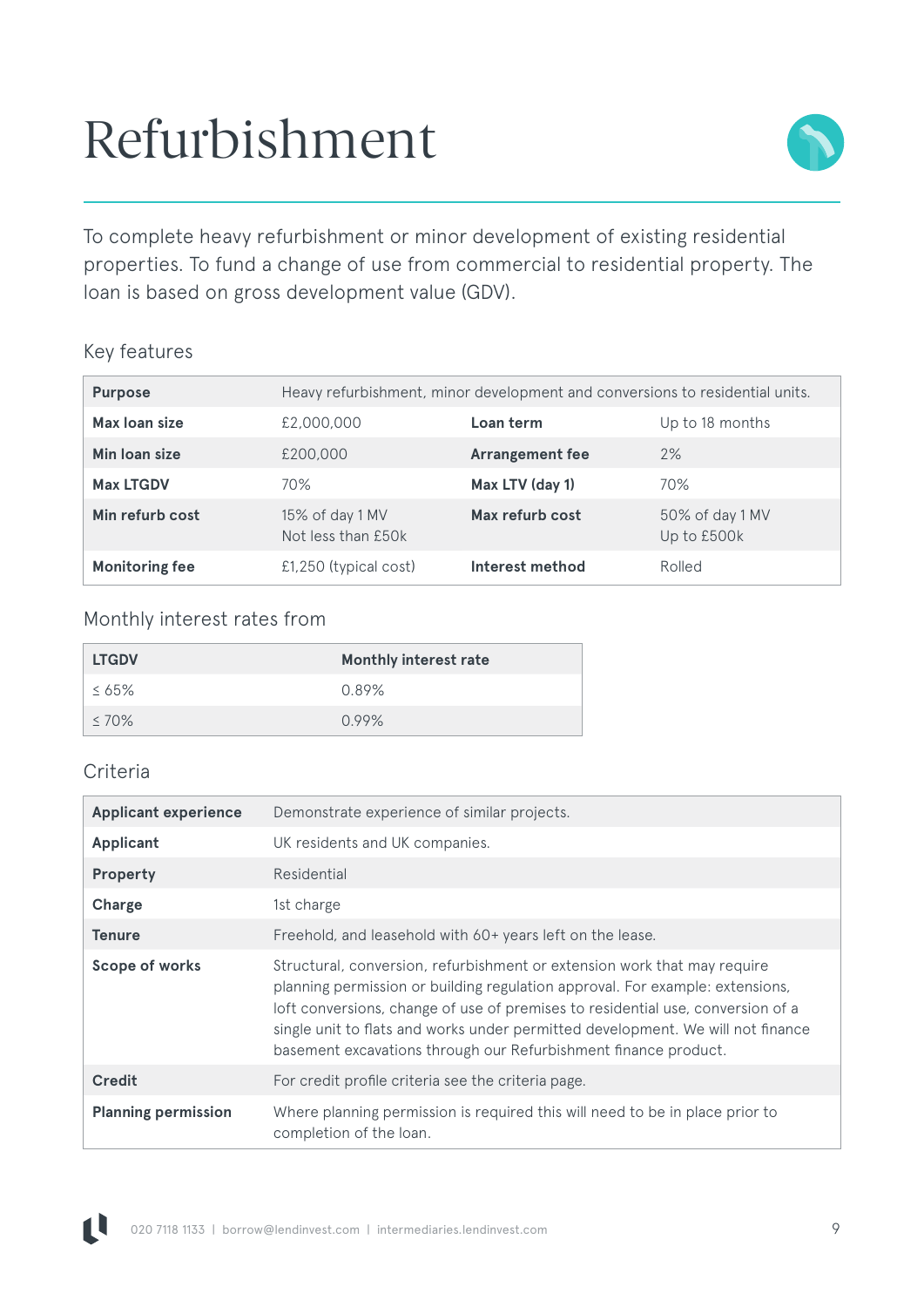# Refurbishment

To complete heavy refurbishment or minor development of existing residential properties. To fund a change of use from commercial to residential property. The loan is based on gross development value (GDV).

## Key features

| | | | |
|---|---|---|---|
| **Purpose** | Heavy refurbishment, minor development and conversions to residential units. | | |
| **Max loan size** | £2,000,000 | **Loan term** | Up to 18 months |
| **Min loan size** | £200,000 | **Arrangement fee** | 2% |
| **Max LTGDV** | 70% | **Max LTV (day 1)** | 70% |
| **Min refurb cost** | 15% of day 1 MV<br>Not less than £50k | **Max refurb cost** | 50% of day 1 MV<br>Up to £500k |
| **Monitoring fee** | £1,250 (typical cost) | **Interest method** | Rolled |

## Monthly interest rates from

| LTGDV | Monthly interest rate |
|---|---|
| ≤ 65% | 0.89% |
| ≤ 70% | 0.99% |

## Criteria

| | |
|---|---|
| **Applicant experience** | Demonstrate experience of similar projects. |
| **Applicant** | UK residents and UK companies. |
| **Property** | Residential |
| **Charge** | 1st charge |
| **Tenure** | Freehold, and leasehold with 60+ years left on the lease. |
| **Scope of works** | Structural, conversion, refurbishment or extension work that may require planning permission or building regulation approval. For example: extensions, loft conversions, change of use of premises to residential use, conversion of a single unit to flats and works under permitted development. We will not finance basement excavations through our Refurbishment finance product. |
| **Credit** | For credit profile criteria see the criteria page. |
| **Planning permission** | Where planning permission is required this will need to be in place prior to completion of the loan. |

020 7118 1133 | borrow@lendinvest.com | intermediaries.lendinvest.com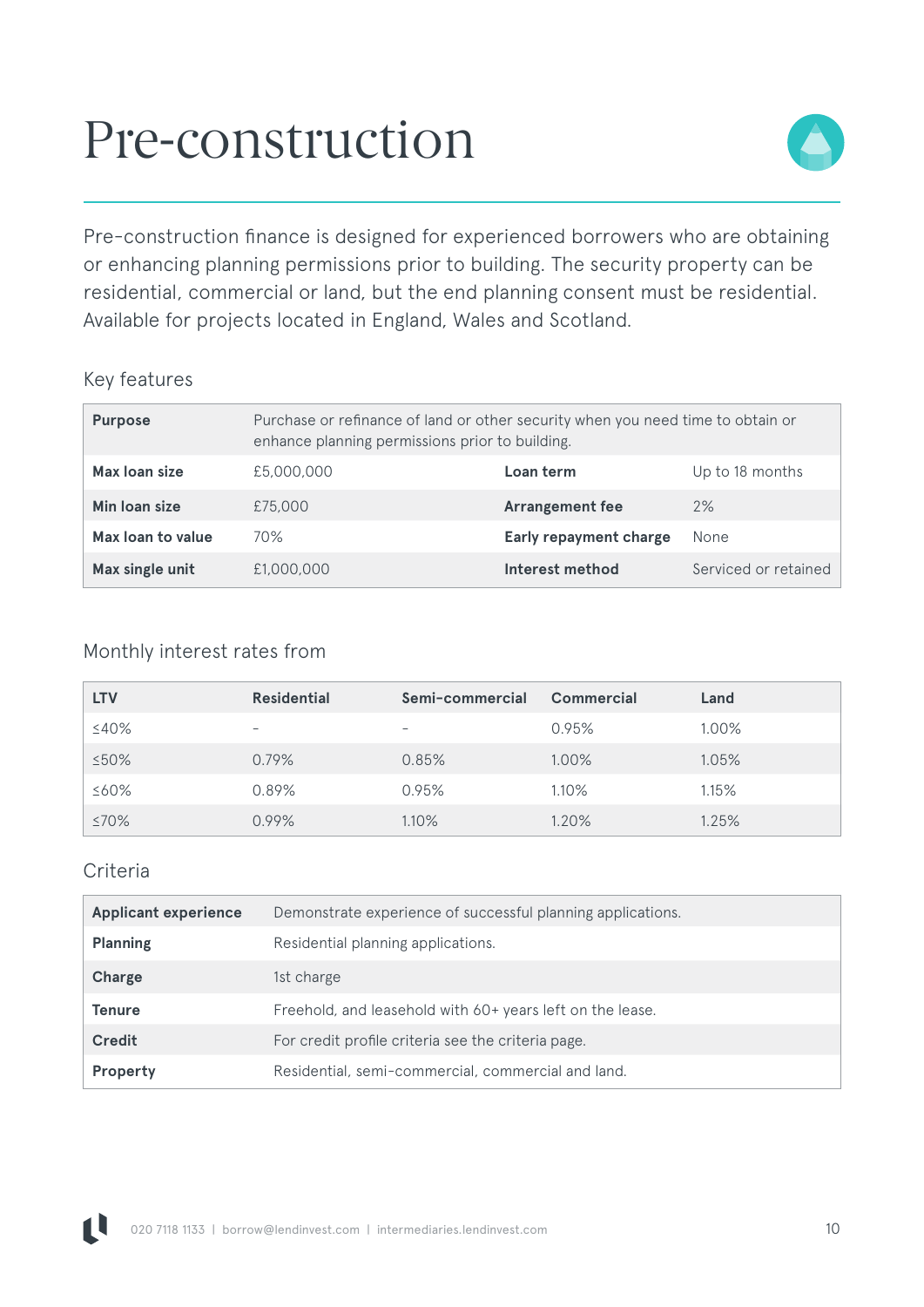# Pre-construction

Pre-construction finance is designed for experienced borrowers who are obtaining or enhancing planning permissions prior to building. The security property can be residential, commercial or land, but the end planning consent must be residential. Available for projects located in England, Wales and Scotland.

## Key features

| | | | |
|---|---|---|---|
| **Purpose** | Purchase or refinance of land or other security when you need time to obtain or enhance planning permissions prior to building. | | |
| **Max loan size** | £5,000,000 | **Loan term** | Up to 18 months |
| **Min loan size** | £75,000 | **Arrangement fee** | 2% |
| **Max loan to value** | 70% | **Early repayment charge** | None |
| **Max single unit** | £1,000,000 | **Interest method** | Serviced or retained |

## Monthly interest rates from

| LTV | Residential | Semi-commercial | Commercial | Land |
|---|---|---|---|---|
| ≤40% | – | – | 0.95% | 1.00% |
| ≤50% | 0.79% | 0.85% | 1.00% | 1.05% |
| ≤60% | 0.89% | 0.95% | 1.10% | 1.15% |
| ≤70% | 0.99% | 1.10% | 1.20% | 1.25% |

## Criteria

| | |
|---|---|
| **Applicant experience** | Demonstrate experience of successful planning applications. |
| **Planning** | Residential planning applications. |
| **Charge** | 1st charge |
| **Tenure** | Freehold, and leasehold with 60+ years left on the lease. |
| **Credit** | For credit profile criteria see the criteria page. |
| **Property** | Residential, semi-commercial, commercial and land. |

020 7118 1133 | borrow@lendinvest.com | intermediaries.lendinvest.com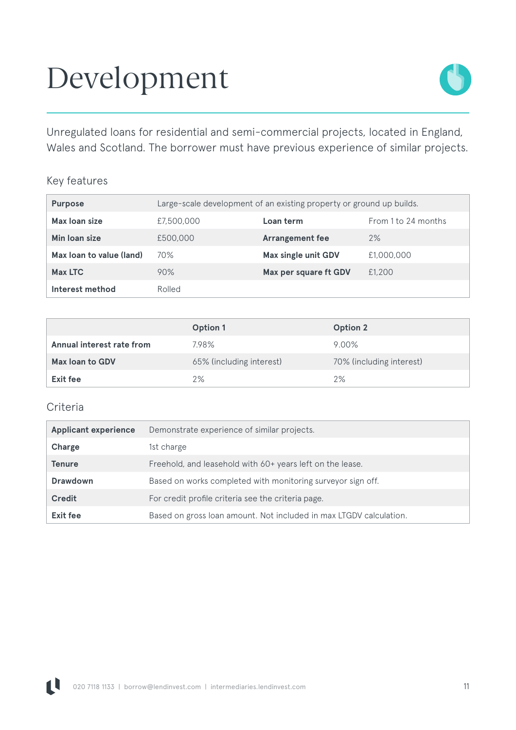# Development

Unregulated loans for residential and semi-commercial projects, located in England, Wales and Scotland. The borrower must have previous experience of similar projects.

## Key features

| | | | |
|---|---|---|---|
| **Purpose** | Large-scale development of an existing property or ground up builds. | | |
| **Max loan size** | £7,500,000 | **Loan term** | From 1 to 24 months |
| **Min loan size** | £500,000 | **Arrangement fee** | 2% |
| **Max loan to value (land)** | 70% | **Max single unit GDV** | £1,000,000 |
| **Max LTC** | 90% | **Max per square ft GDV** | £1,200 |
| **Interest method** | Rolled | | |

| | Option 1 | Option 2 |
|---|---|---|
| **Annual interest rate from** | 7.98% | 9.00% |
| **Max loan to GDV** | 65% (including interest) | 70% (including interest) |
| **Exit fee** | 2% | 2% |

## Criteria

| | |
|---|---|
| **Applicant experience** | Demonstrate experience of similar projects. |
| **Charge** | 1st charge |
| **Tenure** | Freehold, and leasehold with 60+ years left on the lease. |
| **Drawdown** | Based on works completed with monitoring surveyor sign off. |
| **Credit** | For credit profile criteria see the criteria page. |
| **Exit fee** | Based on gross loan amount. Not included in max LTGDV calculation. |

020 7118 1133 | borrow@lendinvest.com | intermediaries.lendinvest.com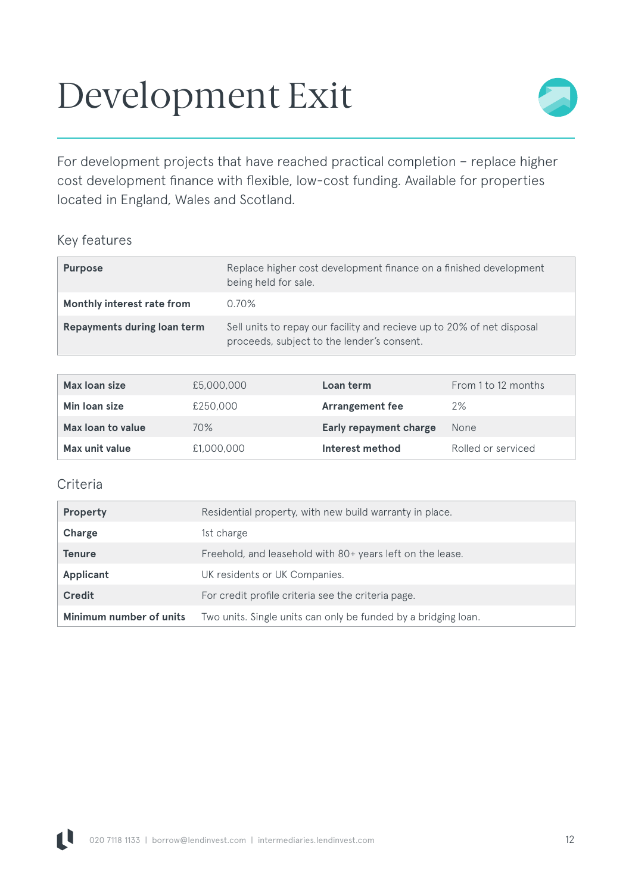# Development Exit

For development projects that have reached practical completion – replace higher cost development finance with flexible, low-cost funding. Available for properties located in England, Wales and Scotland.

## Key features

| | |
|---|---|
| **Purpose** | Replace higher cost development finance on a finished development being held for sale. |
| **Monthly interest rate from** | 0.70% |
| **Repayments during loan term** | Sell units to repay our facility and recieve up to 20% of net disposal proceeds, subject to the lender's consent. |

| | | | |
|---|---|---|---|
| **Max loan size** | £5,000,000 | **Loan term** | From 1 to 12 months |
| **Min loan size** | £250,000 | **Arrangement fee** | 2% |
| **Max loan to value** | 70% | **Early repayment charge** | None |
| **Max unit value** | £1,000,000 | **Interest method** | Rolled or serviced |

## Criteria

| | |
|---|---|
| **Property** | Residential property, with new build warranty in place. |
| **Charge** | 1st charge |
| **Tenure** | Freehold, and leasehold with 80+ years left on the lease. |
| **Applicant** | UK residents or UK Companies. |
| **Credit** | For credit profile criteria see the criteria page. |
| **Minimum number of units** | Two units. Single units can only be funded by a bridging loan. |

020 7118 1133 | borrow@lendinvest.com | intermediaries.lendinvest.com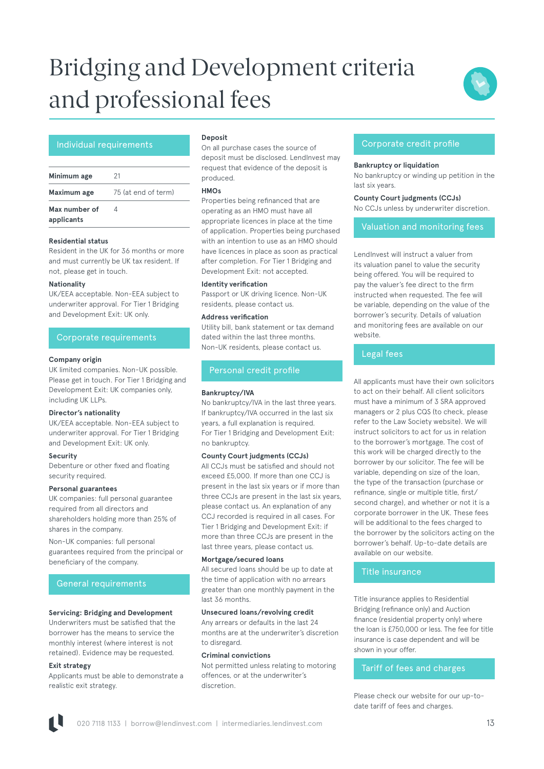# Bridging and Development criteria and professional fees

## Individual requirements

| | |
|---|---|
| **Minimum age** | 21 |
| **Maximum age** | 75 (at end of term) |
| **Max number of applicants** | 4 |

**Residential status**
Resident in the UK for 36 months or more and must currently be UK tax resident. If not, please get in touch.

**Nationality**
UK/EEA acceptable. Non-EEA subject to underwriter approval. For Tier 1 Bridging and Development Exit: UK only.

## Corporate requirements

**Company origin**
UK limited companies. Non-UK possible. Please get in touch. For Tier 1 Bridging and Development Exit: UK companies only, including UK LLPs.

**Director's nationality**
UK/EEA acceptable. Non-EEA subject to underwriter approval. For Tier 1 Bridging and Development Exit: UK only.

**Security**
Debenture or other fixed and floating security required.

**Personal guarantees**
UK companies: full personal guarantee required from all directors and shareholders holding more than 25% of shares in the company.

Non-UK companies: full personal guarantees required from the principal or beneficiary of the company.

## General requirements

**Servicing: Bridging and Development**
Underwriters must be satisfied that the borrower has the means to service the monthly interest (where interest is not retained). Evidence may be requested.

**Exit strategy**
Applicants must be able to demonstrate a realistic exit strategy.

**Deposit**
On all purchase cases the source of deposit must be disclosed. LendInvest may request that evidence of the deposit is produced.

**HMOs**
Properties being refinanced that are operating as an HMO must have all appropriate licences in place at the time of application. Properties being purchased with an intention to use as an HMO should have licences in place as soon as practical after completion. For Tier 1 Bridging and Development Exit: not accepted.

**Identity verification**
Passport or UK driving licence. Non-UK residents, please contact us.

**Address verification**
Utility bill, bank statement or tax demand dated within the last three months. Non-UK residents, please contact us.

## Personal credit profile

**Bankruptcy/IVA**
No bankruptcy/IVA in the last three years. If bankruptcy/IVA occurred in the last six years, a full explanation is required. For Tier 1 Bridging and Development Exit: no bankruptcy.

**County Court judgments (CCJs)**
All CCJs must be satisfied and should not exceed £5,000. If more than one CCJ is present in the last six years or if more than three CCJs are present in the last six years, please contact us. An explanation of any CCJ recorded is required in all cases. For Tier 1 Bridging and Development Exit: if more than three CCJs are present in the last three years, please contact us.

**Mortgage/secured loans**
All secured loans should be up to date at the time of application with no arrears greater than one monthly payment in the last 36 months.

**Unsecured loans/revolving credit**
Any arrears or defaults in the last 24 months are at the underwriter's discretion to disregard.

**Criminal convictions**
Not permitted unless relating to motoring offences, or at the underwriter's discretion.

## Corporate credit profile

**Bankruptcy or liquidation**
No bankruptcy or winding up petition in the last six years.

**County Court judgments (CCJs)**
No CCJs unless by underwriter discretion.

## Valuation and monitoring fees

LendInvest will instruct a valuer from its valuation panel to value the security being offered. You will be required to pay the valuer's fee direct to the firm instructed when requested. The fee will be variable, depending on the value of the borrower's security. Details of valuation and monitoring fees are available on our website.

## Legal fees

All applicants must have their own solicitors to act on their behalf. All client solicitors must have a minimum of 3 SRA approved managers or 2 plus CQS (to check, please refer to the Law Society website). We will instruct solicitors to act for us in relation to the borrower's mortgage. The cost of this work will be charged directly to the borrower by our solicitor. The fee will be variable, depending on size of the loan, the type of the transaction (purchase or refinance, single or multiple title, first/second charge), and whether or not it is a corporate borrower in the UK. These fees will be additional to the fees charged to the borrower by the solicitors acting on the borrower's behalf. Up-to-date details are available on our website.

## Title insurance

Title insurance applies to Residential Bridging (refinance only) and Auction finance (residential property only) where the loan is £750,000 or less. The fee for title insurance is case dependent and will be shown in your offer.

## Tariff of fees and charges

Please check our website for our up-to-date tariff of fees and charges.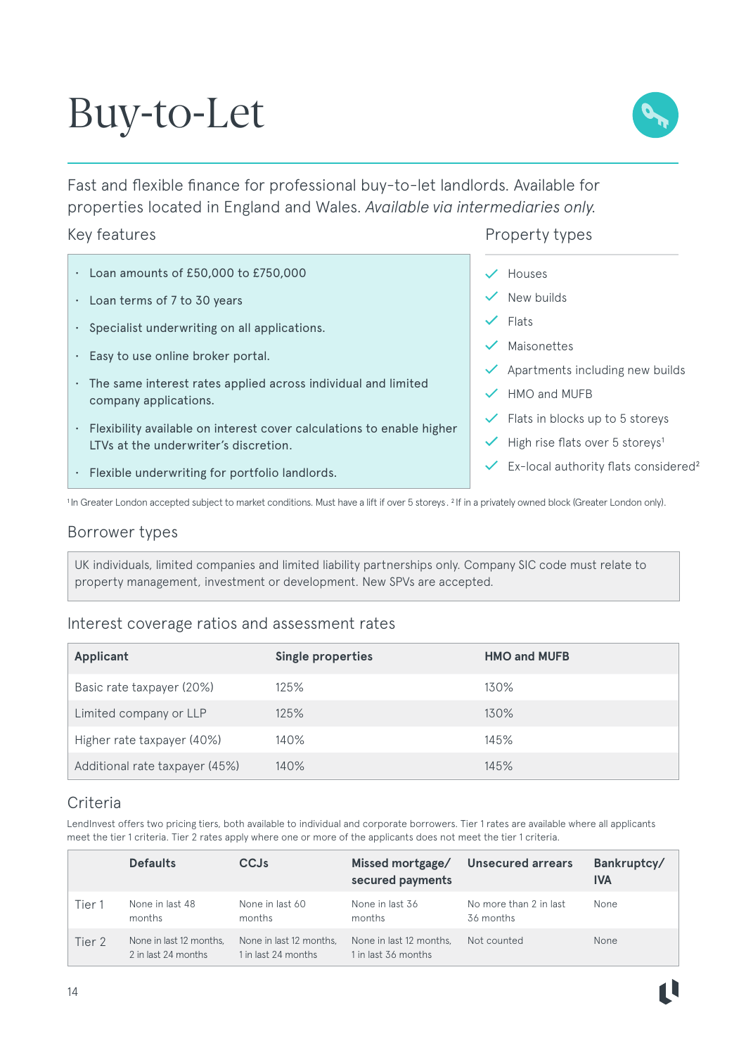# Buy-to-Let

Fast and flexible finance for professional buy-to-let landlords. Available for properties located in England and Wales. *Available via intermediaries only.*

## Key features

- Loan amounts of £50,000 to £750,000
- Loan terms of 7 to 30 years
- Specialist underwriting on all applications.
- Easy to use online broker portal.
- The same interest rates applied across individual and limited company applications.
- Flexibility available on interest cover calculations to enable higher LTVs at the underwriter's discretion.
- Flexible underwriting for portfolio landlords.

## Property types

- ✓ Houses
- ✓ New builds
- ✓ Flats
- ✓ Maisonettes
- ✓ Apartments including new builds
- ✓ HMO and MUFB
- ✓ Flats in blocks up to 5 storeys
- ✓ High rise flats over 5 storeys[1]
- ✓ Ex-local authority flats considered[2]

[1] In Greater London accepted subject to market conditions. Must have a lift if over 5 storeys. [2] If in a privately owned block (Greater London only).

## Borrower types

UK individuals, limited companies and limited liability partnerships only. Company SIC code must relate to property management, investment or development. New SPVs are accepted.

## Interest coverage ratios and assessment rates

| Applicant | Single properties | HMO and MUFB |
|---|---|---|
| Basic rate taxpayer (20%) | 125% | 130% |
| Limited company or LLP | 125% | 130% |
| Higher rate taxpayer (40%) | 140% | 145% |
| Additional rate taxpayer (45%) | 140% | 145% |

## Criteria

LendInvest offers two pricing tiers, both available to individual and corporate borrowers. Tier 1 rates are available where all applicants meet the tier 1 criteria. Tier 2 rates apply where one or more of the applicants does not meet the tier 1 criteria.

| | Defaults | CCJs | Missed mortgage/ secured payments | Unsecured arrears | Bankruptcy/ IVA |
|---|---|---|---|---|---|
| Tier 1 | None in last 48 months | None in last 60 months | None in last 36 months | No more than 2 in last 36 months | None |
| Tier 2 | None in last 12 months, 2 in last 24 months | None in last 12 months, 1 in last 24 months | None in last 12 months, 1 in last 36 months | Not counted | None |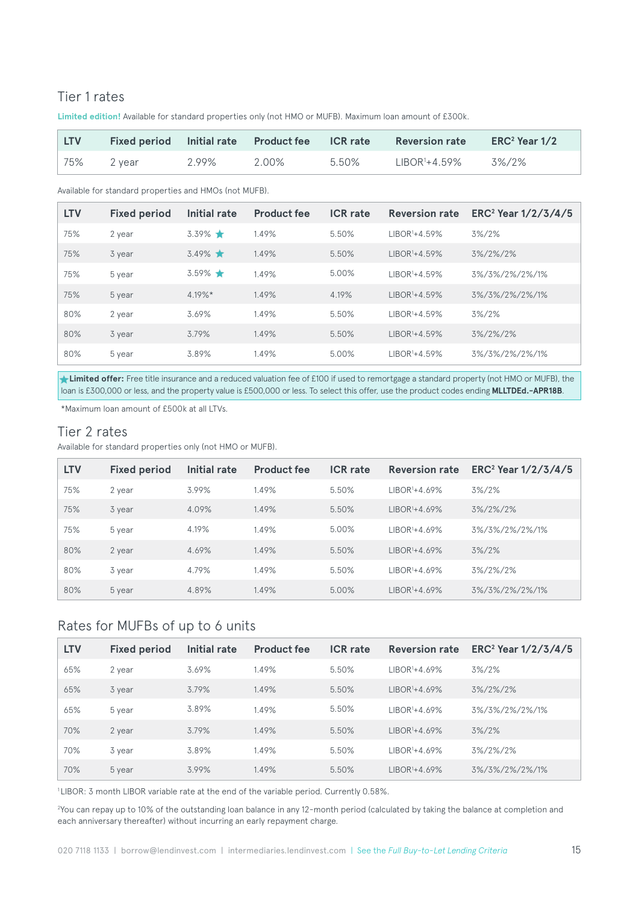## Tier 1 rates

**Limited edition!** Available for standard properties only (not HMO or MUFB). Maximum loan amount of £300k.

| LTV | Fixed period | Initial rate | Product fee | ICR rate | Reversion rate | ERC[2] Year 1/2 |
|---|---|---|---|---|---|---|
| 75% | 2 year | 2.99% | 2.00% | 5.50% | LIBOR[1]+4.59% | 3%/2% |

Available for standard properties and HMOs (not MUFB).

| LTV | Fixed period | Initial rate | Product fee | ICR rate | Reversion rate | ERC[2] Year 1/2/3/4/5 |
|---|---|---|---|---|---|---|
| 75% | 2 year | 3.39% ★ | 1.49% | 5.50% | LIBOR[1]+4.59% | 3%/2% |
| 75% | 3 year | 3.49% ★ | 1.49% | 5.50% | LIBOR[1]+4.59% | 3%/2%/2% |
| 75% | 5 year | 3.59% ★ | 1.49% | 5.00% | LIBOR[1]+4.59% | 3%/3%/2%/2%/1% |
| 75% | 5 year | 4.19%* | 1.49% | 4.19% | LIBOR[1]+4.59% | 3%/3%/2%/2%/1% |
| 80% | 2 year | 3.69% | 1.49% | 5.50% | LIBOR[1]+4.59% | 3%/2% |
| 80% | 3 year | 3.79% | 1.49% | 5.50% | LIBOR[1]+4.59% | 3%/2%/2% |
| 80% | 5 year | 3.89% | 1.49% | 5.00% | LIBOR[1]+4.59% | 3%/3%/2%/2%/1% |

★ **Limited offer:** Free title insurance and a reduced valuation fee of £100 if used to remortgage a standard property (not HMO or MUFB), the loan is £300,000 or less, and the property value is £500,000 or less. To select this offer, use the product codes ending **MLLTDEd.-APR18B**.

*Maximum loan amount of £500k at all LTVs.

## Tier 2 rates

Available for standard properties only (not HMO or MUFB).

| LTV | Fixed period | Initial rate | Product fee | ICR rate | Reversion rate | ERC[2] Year 1/2/3/4/5 |
|---|---|---|---|---|---|---|
| 75% | 2 year | 3.99% | 1.49% | 5.50% | LIBOR[1]+4.69% | 3%/2% |
| 75% | 3 year | 4.09% | 1.49% | 5.50% | LIBOR[1]+4.69% | 3%/2%/2% |
| 75% | 5 year | 4.19% | 1.49% | 5.00% | LIBOR[1]+4.69% | 3%/3%/2%/2%/1% |
| 80% | 2 year | 4.69% | 1.49% | 5.50% | LIBOR[1]+4.69% | 3%/2% |
| 80% | 3 year | 4.79% | 1.49% | 5.50% | LIBOR[1]+4.69% | 3%/2%/2% |
| 80% | 5 year | 4.89% | 1.49% | 5.00% | LIBOR[1]+4.69% | 3%/3%/2%/2%/1% |

## Rates for MUFBs of up to 6 units

| LTV | Fixed period | Initial rate | Product fee | ICR rate | Reversion rate | ERC[2] Year 1/2/3/4/5 |
|---|---|---|---|---|---|---|
| 65% | 2 year | 3.69% | 1.49% | 5.50% | LIBOR[1]+4.69% | 3%/2% |
| 65% | 3 year | 3.79% | 1.49% | 5.50% | LIBOR[1]+4.69% | 3%/2%/2% |
| 65% | 5 year | 3.89% | 1.49% | 5.50% | LIBOR[1]+4.69% | 3%/3%/2%/2%/1% |
| 70% | 2 year | 3.79% | 1.49% | 5.50% | LIBOR[1]+4.69% | 3%/2% |
| 70% | 3 year | 3.89% | 1.49% | 5.50% | LIBOR[1]+4.69% | 3%/2%/2% |
| 70% | 5 year | 3.99% | 1.49% | 5.50% | LIBOR[1]+4.69% | 3%/3%/2%/2%/1% |

[1] LIBOR: 3 month LIBOR variable rate at the end of the variable period. Currently 0.58%.

[2] You can repay up to 10% of the outstanding loan balance in any 12-month period (calculated by taking the balance at completion and each anniversary thereafter) without incurring an early repayment charge.

020 7118 1133 | borrow@lendinvest.com | intermediaries.lendinvest.com | See the *Full Buy-to-Let Lending Criteria*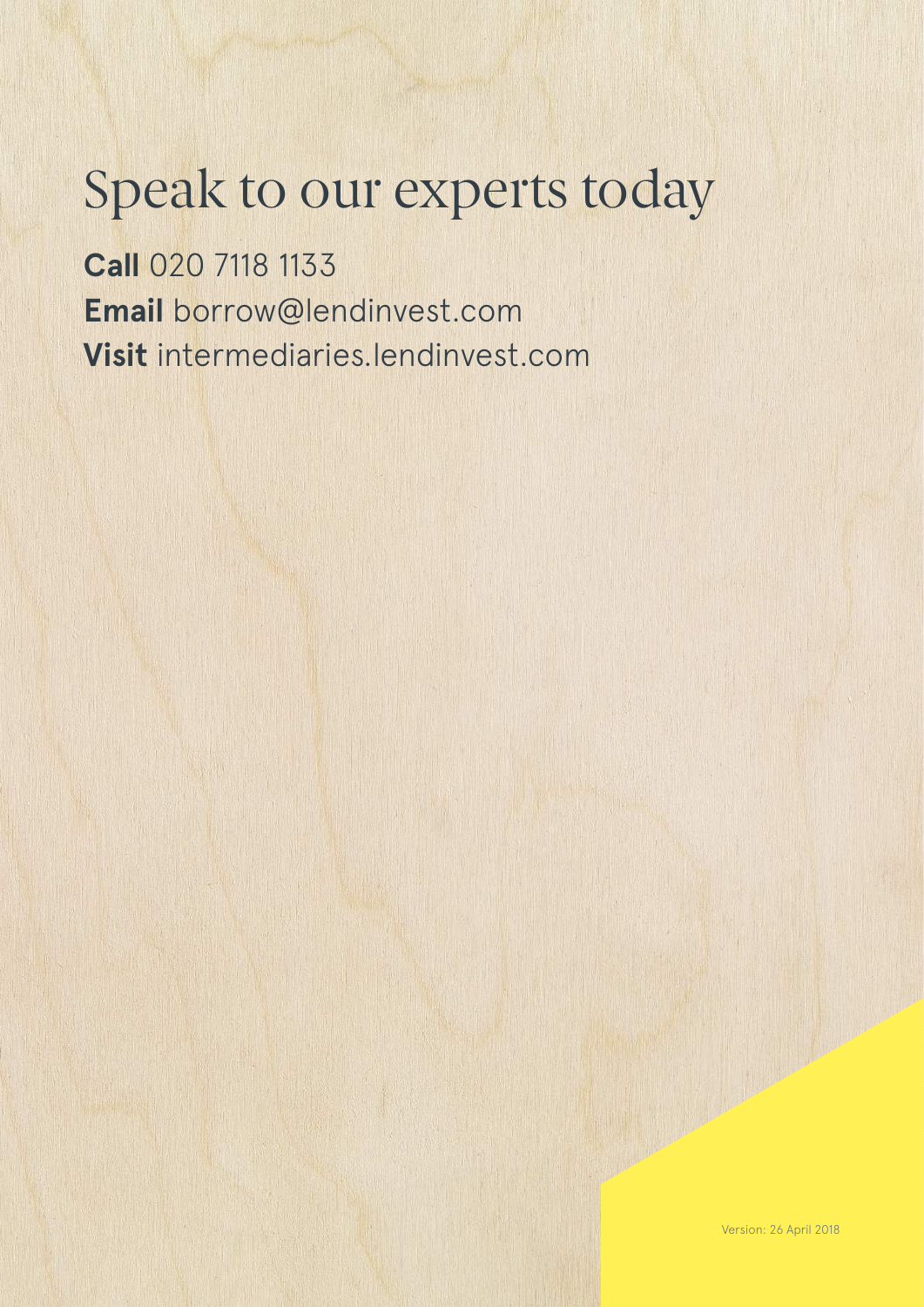# Speak to our experts today

**Call** 020 7118 1133
**Email** borrow@lendinvest.com
**Visit** intermediaries.lendinvest.com

Version: 26 April 2018